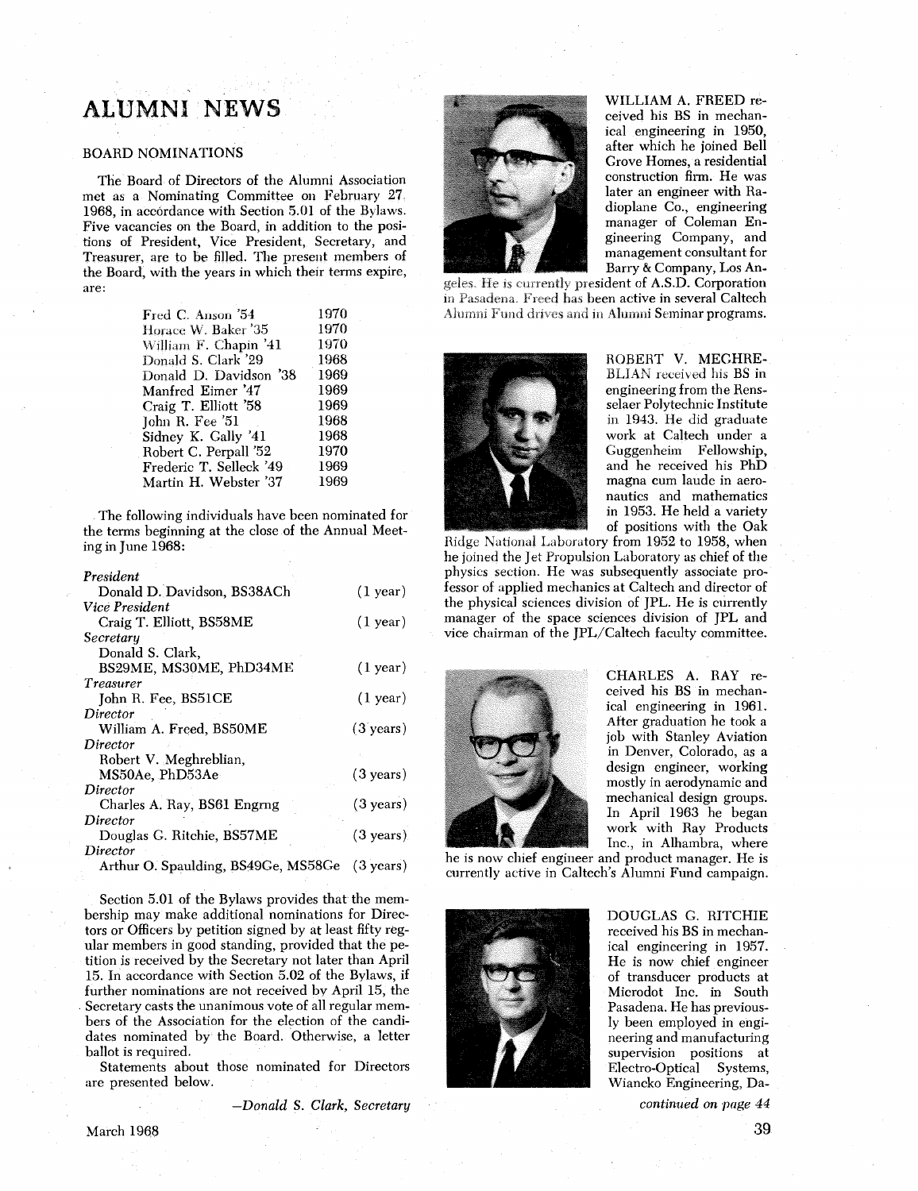# ALUMNI NEWS

## BOARD NOMINATIONS

The Board of Directors of the Alumni Association met as a Nominating Committee on February 27, 1968, in accordance with Section 5.01 of the Bylaws. Five vacancies on the Board, in addition to the positions of President, Vice President, Secretary, and Treasurer, are to be filled. The present members of the Board, with the years in which their terms expire, are:

| | |
|---|---|
| Fred C. Anson '54 | 1970 |
| Horace W. Baker '35 | 1970 |
| William F. Chapin '41 | 1970 |
| Donald S. Clark '29 | 1968 |
| Donald D. Davidson '38 | 1969 |
| Manfred Eimer '47 | 1969 |
| Craig T. Elliott '58 | 1969 |
| John R. Fee '51 | 1968 |
| Sidney K. Gally '41 | 1968 |
| Robert C. Perpall '52 | 1970 |
| Frederic T. Selleck '49 | 1969 |
| Martin H. Webster '37 | 1969 |

The following individuals have been nominated for the terms beginning at the close of the Annual Meeting in June 1968:

| | |
|---|---|
| *President* | |
| Donald D. Davidson, BS38ACh | (1 year) |
| *Vice President* | |
| Craig T. Elliott, BS58ME | (1 year) |
| *Secretary* | |
| Donald S. Clark, BS29ME, MS30ME, PhD34ME | (1 year) |
| *Treasurer* | |
| John R. Fee, BS51CE | (1 year) |
| *Director* | |
| William A. Freed, BS50ME | (3 years) |
| *Director* | |
| Robert V. Meghreblian, MS50Ae, PhD53Ae | (3 years) |
| *Director* | |
| Charles A. Ray, BS61 Engrng | (3 years) |
| *Director* | |
| Douglas G. Ritchie, BS57ME | (3 years) |
| *Director* | |
| Arthur O. Spaulding, BS49Ge, MS58Ge | (3 years) |

Section 5.01 of the Bylaws provides that the membership may make additional nominations for Directors or Officers by petition signed by at least fifty regular members in good standing, provided that the petition is received by the Secretary not later than April 15. In accordance with Section 5.02 of the Bylaws, if further nominations are not received by April 15, the Secretary casts the unanimous vote of all regular members of the Association for the election of the candidates nominated by the Board. Otherwise, a letter ballot is required.

Statements about those nominated for Directors are presented below.

*—Donald S. Clark, Secretary*

WILLIAM A. FREED received his BS in mechanical engineering in 1950, after which he joined Bell Grove Homes, a residential construction firm. He was later an engineer with Radioplane Co., engineering manager of Coleman Engineering Company, and management consultant for Barry & Company, Los Angeles. He is currently president of A.S.D. Corporation in Pasadena. Freed has been active in several Caltech Alumni Fund drives and in Alumni Seminar programs.

ROBERT V. MEGHREBLIAN received his BS in engineering from the Rensselaer Polytechnic Institute in 1943. He did graduate work at Caltech under a Guggenheim Fellowship, and he received his PhD magna cum laude in aeronautics and mathematics in 1953. He held a variety of positions with the Oak Ridge National Laboratory from 1952 to 1958, when he joined the Jet Propulsion Laboratory as chief of the physics section. He was subsequently associate professor of applied mechanics at Caltech and director of the physical sciences division of JPL. He is currently manager of the space sciences division of JPL and vice chairman of the JPL/Caltech faculty committee.

CHARLES A. RAY received his BS in mechanical engineering in 1961. After graduation he took a job with Stanley Aviation in Denver, Colorado, as a design engineer, working mostly in aerodynamic and mechanical design groups. In April 1963 he began work with Ray Products Inc., in Alhambra, where he is now chief engineer and product manager. He is currently active in Caltech's Alumni Fund campaign.

DOUGLAS G. RITCHIE received his BS in mechanical engineering in 1957. He is now chief engineer of transducer products at Microdot Inc. in South Pasadena. He has previously been employed in engineering and manufacturing supervision positions at Electro-Optical Systems, Wiancko Engineering, Da-

*continued on page 44*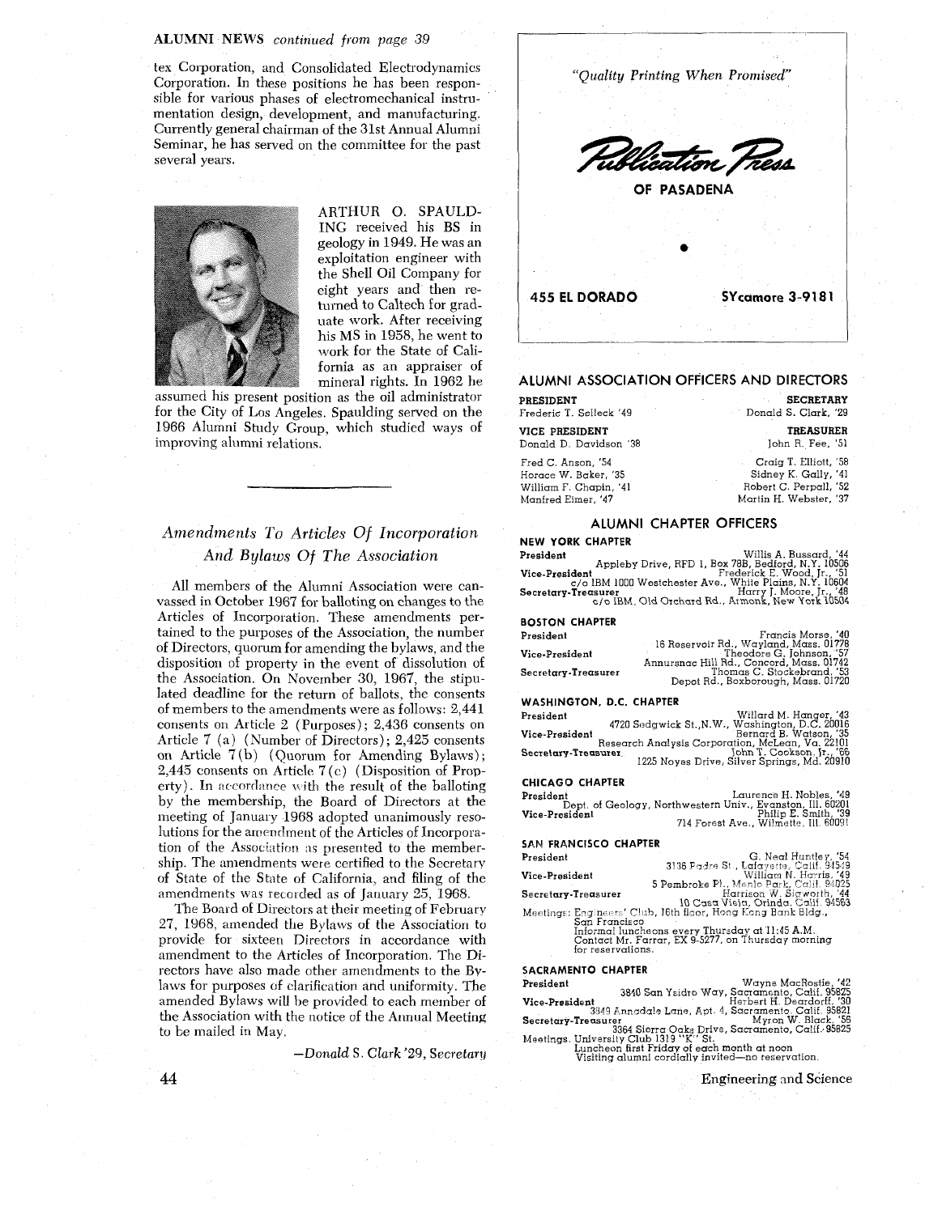**ALUMNI NEWS** *continued from page 39*

tex Corporation, and Consolidated Electrodynamics Corporation. In these positions he has been responsible for various phases of electromechanical instrumentation design, development, and manufacturing. Currently general chairman of the 31st Annual Alumni Seminar, he has served on the committee for the past several years.

ARTHUR O. SPAULDING received his BS in geology in 1949. He was an exploitation engineer with the Shell Oil Company for eight years and then returned to Caltech for graduate work. After receiving his MS in 1958, he went to work for the State of California as an appraiser of mineral rights. In 1962 he assumed his present position as the oil administrator for the City of Los Angeles. Spaulding served on the 1966 Alumni Study Group, which studied ways of improving alumni relations.

---

## *Amendments To Articles Of Incorporation And Bylaws Of The Association*

All members of the Alumni Association were canvassed in October 1967 for balloting on changes to the Articles of Incorporation. These amendments pertained to the purposes of the Association, the number of Directors, quorum for amending the bylaws, and the disposition of property in the event of dissolution of the Association. On November 30, 1967, the stipulated deadline for the return of ballots, the consents of members to the amendments were as follows: 2,441 consents on Article 2 (Purposes); 2,436 consents on Article 7 (a) (Number of Directors); 2,425 consents on Article 7(b) (Quorum for Amending Bylaws); 2,445 consents on Article 7(c) (Disposition of Property). In accordance with the result of the balloting by the membership, the Board of Directors at the meeting of January 1968 adopted unanimously resolutions for the amendment of the Articles of Incorporation of the Association as presented to the membership. The amendments were certified to the Secretary of State of the State of California, and filing of the amendments was recorded as of January 25, 1968.

The Board of Directors at their meeting of February 27, 1968, amended the Bylaws of the Association to provide for sixteen Directors in accordance with amendment to the Articles of Incorporation. The Directors have also made other amendments to the Bylaws for purposes of clarification and uniformity. The amended Bylaws will be provided to each member of the Association with the notice of the Annual Meeting to be mailed in May.

*—Donald S. Clark '29, Secretary*

---

*"Quality Printing When Promised"*

Publication Press

**OF PASADENA**

**455 EL DORADO** **SYcamore 3-9181**

---

## ALUMNI ASSOCIATION OFFICERS AND DIRECTORS

**PRESIDENT**
Frederic T. Selleck '49

**SECRETARY**
Donald S. Clark, '29

**VICE PRESIDENT**
Donald D. Davidson '38

**TREASURER**
John R. Fee, '51

Fred C. Anson, '54
Horace W. Baker, '35
William F. Chapin, '41
Manfred Eimer, '47

Craig T. Elliott, '58
Sidney K. Gally, '41
Robert C. Perpall, '52
Martin H. Webster, '37

## ALUMNI CHAPTER OFFICERS

**NEW YORK CHAPTER**

**President** — Willis A. Bussard, '44
Appleby Drive, RFD 1, Box 78B, Bedford, N.Y. 10506
**Vice-President** — Frederick E. Wood, Jr., '51
c/o IBM 1000 Westchester Ave., White Plains, N.Y. 10604
**Secretary-Treasurer** — Harry J. Moore, Jr., '48
c/o IBM, Old Orchard Rd., Armonk, New York 10504

**BOSTON CHAPTER**

**President** — Francis Morse, '40
16 Reservoir Rd., Wayland, Mass. 01778
**Vice-President** — Theodore G. Johnson, '57
Annursnac Hill Rd., Concord, Mass. 01742
**Secretary-Treasurer** — Thomas C. Stockebrand, '53
Depot Rd., Boxborough, Mass. 01720

**WASHINGTON, D.C. CHAPTER**

**President** — Willard M. Hanger, '43
4720 Sedgwick St.,N.W., Washington, D.C. 20016
**Vice-President** — Bernard B. Watson, '35
Research Analysis Corporation, McLean, Va. 22101
**Secretary-Treasurer** — John T. Cookson, Jr., '66
1225 Noyes Drive, Silver Springs, Md. 20910

**CHICAGO CHAPTER**

**President** — Laurence H. Nobles, '49
Dept. of Geology, Northwestern Univ., Evanston, Ill. 60201
**Vice-President** — Philip E. Smith, '39
714 Forest Ave., Wilmette, Ill. 60091

**SAN FRANCISCO CHAPTER**

**President** — G. Neal Huntley, '54
3136 Padre St., Lafayette, Calif. 94549
**Vice-President** — William N. Harris, '49
5 Pembroke Pl., Menlo Park, Calif. 94025
**Secretary-Treasurer** — Harrison W. Sigworth, '44
10 Casa Vieja, Orinda, Calif. 94563

Meetings: Engineers' Club, 16th floor, Hong Kong Bank Bldg., San Francisco
Informal luncheons every Thursday at 11:45 A.M.
Contact Mr. Farrar, EX 9-5277, on Thursday morning for reservations.

**SACRAMENTO CHAPTER**

**President** — Wayne MacRostie, '42
3840 San Ysidro Way, Sacramento, Calif. 95825
**Vice-President** — Herbert H. Deardorff, '30
3849 Annadale Lane, Apt. 4, Sacramento, Calif. 95821
**Secretary-Treasurer** — Myron W. Black, '56
3364 Sierra Oaks Drive, Sacramento, Calif. 95825

Meetings: University Club 1319 "K" St.
Luncheon first Friday of each month at noon
Visiting alumni cordially invited—no reservation.